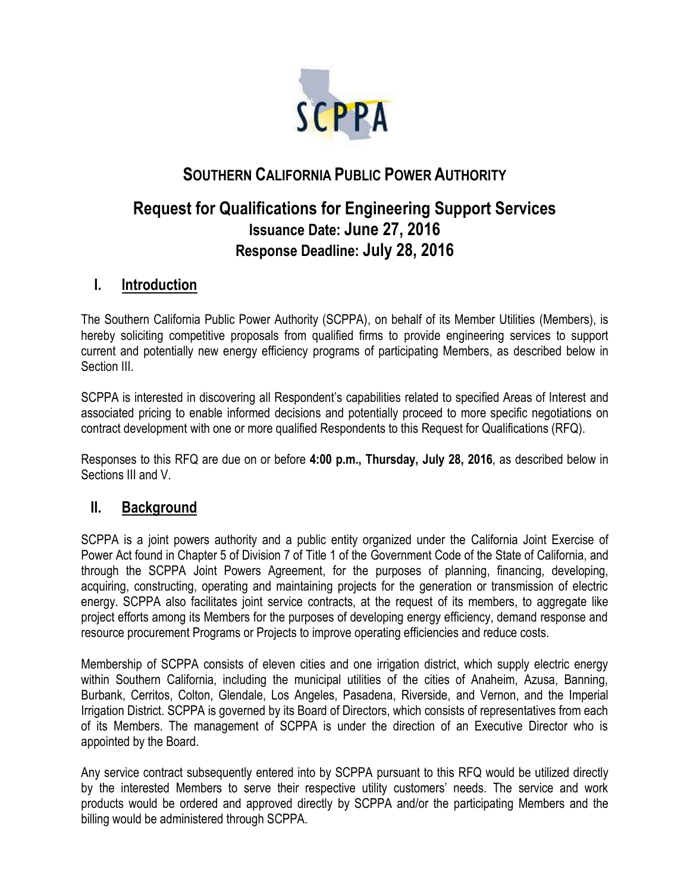# SOUTHERN CALIFORNIA PUBLIC POWER AUTHORITY

## Request for Qualifications for Engineering Support Services

**Issuance Date: June 27, 2016**

**Response Deadline: July 28, 2016**

## I. Introduction

The Southern California Public Power Authority (SCPPA), on behalf of its Member Utilities (Members), is hereby soliciting competitive proposals from qualified firms to provide engineering services to support current and potentially new energy efficiency programs of participating Members, as described below in Section III.

SCPPA is interested in discovering all Respondent's capabilities related to specified Areas of Interest and associated pricing to enable informed decisions and potentially proceed to more specific negotiations on contract development with one or more qualified Respondents to this Request for Qualifications (RFQ).

Responses to this RFQ are due on or before **4:00 p.m., Thursday, July 28, 2016**, as described below in Sections III and V.

## II. Background

SCPPA is a joint powers authority and a public entity organized under the California Joint Exercise of Power Act found in Chapter 5 of Division 7 of Title 1 of the Government Code of the State of California, and through the SCPPA Joint Powers Agreement, for the purposes of planning, financing, developing, acquiring, constructing, operating and maintaining projects for the generation or transmission of electric energy. SCPPA also facilitates joint service contracts, at the request of its members, to aggregate like project efforts among its Members for the purposes of developing energy efficiency, demand response and resource procurement Programs or Projects to improve operating efficiencies and reduce costs.

Membership of SCPPA consists of eleven cities and one irrigation district, which supply electric energy within Southern California, including the municipal utilities of the cities of Anaheim, Azusa, Banning, Burbank, Cerritos, Colton, Glendale, Los Angeles, Pasadena, Riverside, and Vernon, and the Imperial Irrigation District. SCPPA is governed by its Board of Directors, which consists of representatives from each of its Members. The management of SCPPA is under the direction of an Executive Director who is appointed by the Board.

Any service contract subsequently entered into by SCPPA pursuant to this RFQ would be utilized directly by the interested Members to serve their respective utility customers' needs. The service and work products would be ordered and approved directly by SCPPA and/or the participating Members and the billing would be administered through SCPPA.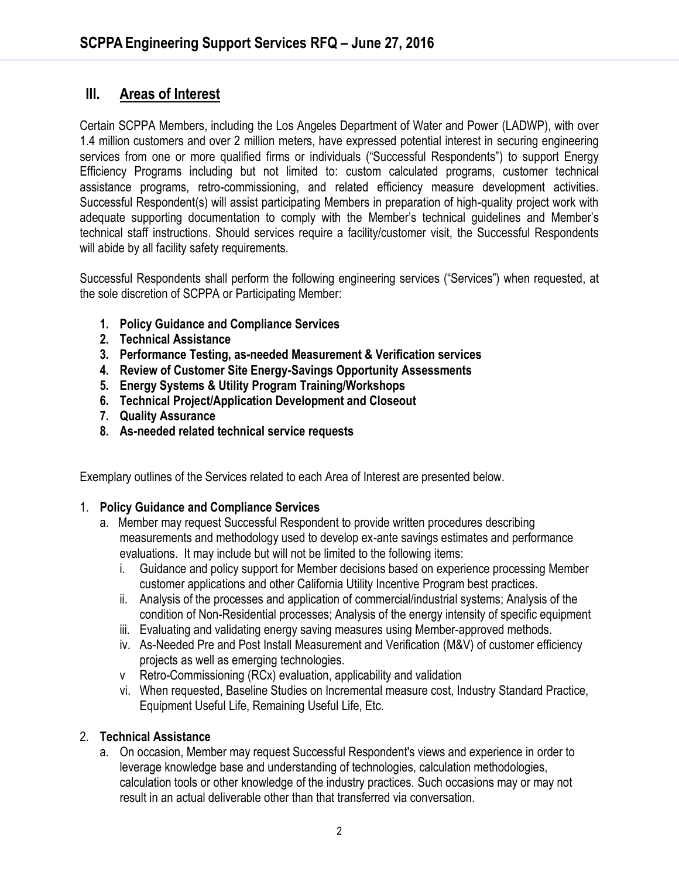## III. Areas of Interest

Certain SCPPA Members, including the Los Angeles Department of Water and Power (LADWP), with over 1.4 million customers and over 2 million meters, have expressed potential interest in securing engineering services from one or more qualified firms or individuals ("Successful Respondents") to support Energy Efficiency Programs including but not limited to: custom calculated programs, customer technical assistance programs, retro-commissioning, and related efficiency measure development activities. Successful Respondent(s) will assist participating Members in preparation of high-quality project work with adequate supporting documentation to comply with the Member's technical guidelines and Member's technical staff instructions. Should services require a facility/customer visit, the Successful Respondents will abide by all facility safety requirements.

Successful Respondents shall perform the following engineering services ("Services") when requested, at the sole discretion of SCPPA or Participating Member:

1. **Policy Guidance and Compliance Services**
2. **Technical Assistance**
3. **Performance Testing, as-needed Measurement & Verification services**
4. **Review of Customer Site Energy-Savings Opportunity Assessments**
5. **Energy Systems & Utility Program Training/Workshops**
6. **Technical Project/Application Development and Closeout**
7. **Quality Assurance**
8. **As-needed related technical service requests**

Exemplary outlines of the Services related to each Area of Interest are presented below.

1. **Policy Guidance and Compliance Services**
   a. Member may request Successful Respondent to provide written procedures describing measurements and methodology used to develop ex-ante savings estimates and performance evaluations. It may include but will not be limited to the following items:
      i. Guidance and policy support for Member decisions based on experience processing Member customer applications and other California Utility Incentive Program best practices.
      ii. Analysis of the processes and application of commercial/industrial systems; Analysis of the condition of Non-Residential processes; Analysis of the energy intensity of specific equipment
      iii. Evaluating and validating energy saving measures using Member-approved methods.
      iv. As-Needed Pre and Post Install Measurement and Verification (M&V) of customer efficiency projects as well as emerging technologies.
      v Retro-Commissioning (RCx) evaluation, applicability and validation
      vi. When requested, Baseline Studies on Incremental measure cost, Industry Standard Practice, Equipment Useful Life, Remaining Useful Life, Etc.

2. **Technical Assistance**
   a. On occasion, Member may request Successful Respondent's views and experience in order to leverage knowledge base and understanding of technologies, calculation methodologies, calculation tools or other knowledge of the industry practices. Such occasions may or may not result in an actual deliverable other than that transferred via conversation.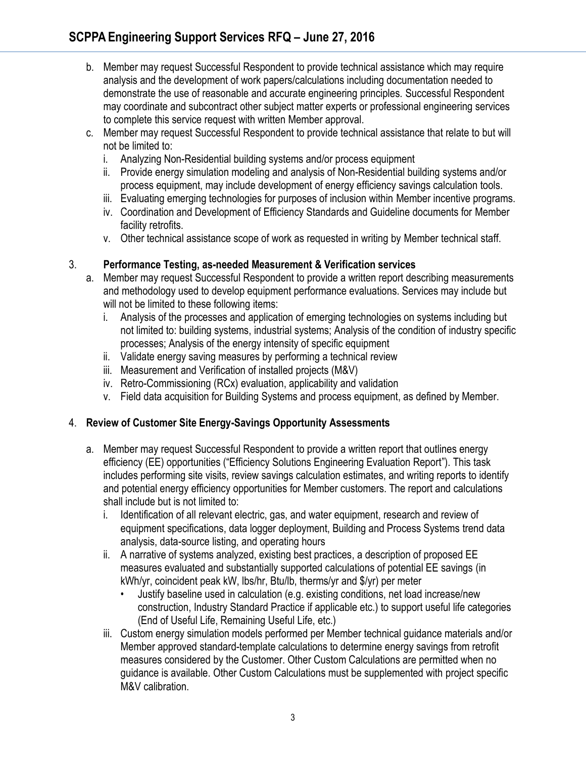b. Member may request Successful Respondent to provide technical assistance which may require analysis and the development of work papers/calculations including documentation needed to demonstrate the use of reasonable and accurate engineering principles. Successful Respondent may coordinate and subcontract other subject matter experts or professional engineering services to complete this service request with written Member approval.

c. Member may request Successful Respondent to provide technical assistance that relate to but will not be limited to:
   i. Analyzing Non-Residential building systems and/or process equipment
   ii. Provide energy simulation modeling and analysis of Non-Residential building systems and/or process equipment, may include development of energy efficiency savings calculation tools.
   iii. Evaluating emerging technologies for purposes of inclusion within Member incentive programs.
   iv. Coordination and Development of Efficiency Standards and Guideline documents for Member facility retrofits.
   v. Other technical assistance scope of work as requested in writing by Member technical staff.

3. **Performance Testing, as-needed Measurement & Verification services**

   a. Member may request Successful Respondent to provide a written report describing measurements and methodology used to develop equipment performance evaluations. Services may include but will not be limited to these following items:
      i. Analysis of the processes and application of emerging technologies on systems including but not limited to: building systems, industrial systems; Analysis of the condition of industry specific processes; Analysis of the energy intensity of specific equipment
      ii. Validate energy saving measures by performing a technical review
      iii. Measurement and Verification of installed projects (M&V)
      iv. Retro-Commissioning (RCx) evaluation, applicability and validation
      v. Field data acquisition for Building Systems and process equipment, as defined by Member.

4. **Review of Customer Site Energy-Savings Opportunity Assessments**

   a. Member may request Successful Respondent to provide a written report that outlines energy efficiency (EE) opportunities ("Efficiency Solutions Engineering Evaluation Report"). This task includes performing site visits, review savings calculation estimates, and writing reports to identify and potential energy efficiency opportunities for Member customers. The report and calculations shall include but is not limited to:
      i. Identification of all relevant electric, gas, and water equipment, research and review of equipment specifications, data logger deployment, Building and Process Systems trend data analysis, data-source listing, and operating hours
      ii. A narrative of systems analyzed, existing best practices, a description of proposed EE measures evaluated and substantially supported calculations of potential EE savings (in kWh/yr, coincident peak kW, lbs/hr, Btu/lb, therms/yr and $/yr) per meter
         - Justify baseline used in calculation (e.g. existing conditions, net load increase/new construction, Industry Standard Practice if applicable etc.) to support useful life categories (End of Useful Life, Remaining Useful Life, etc.)
      iii. Custom energy simulation models performed per Member technical guidance materials and/or Member approved standard-template calculations to determine energy savings from retrofit measures considered by the Customer. Other Custom Calculations are permitted when no guidance is available. Other Custom Calculations must be supplemented with project specific M&V calibration.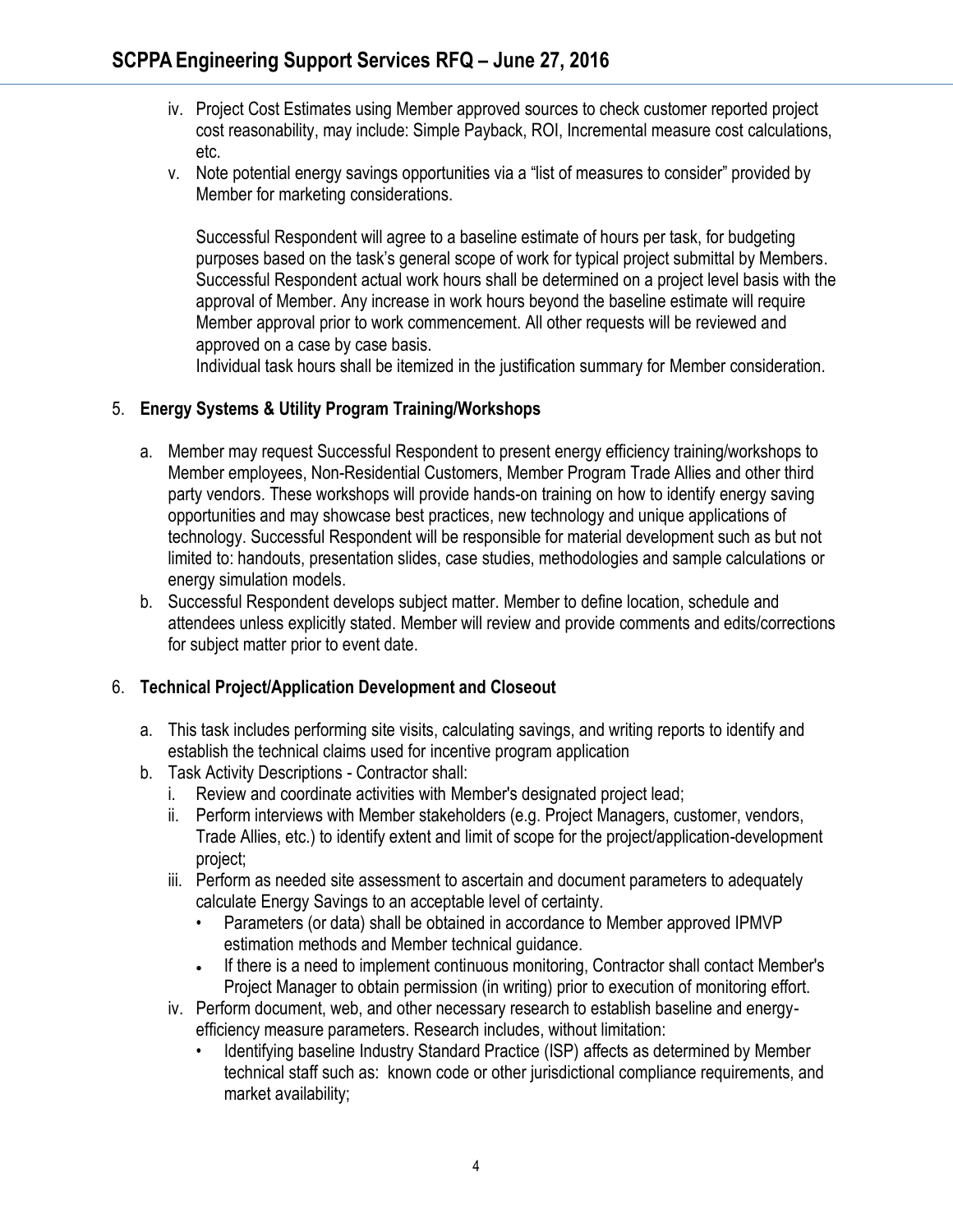iv. Project Cost Estimates using Member approved sources to check customer reported project cost reasonability, may include: Simple Payback, ROI, Incremental measure cost calculations, etc.

v. Note potential energy savings opportunities via a "list of measures to consider" provided by Member for marketing considerations.

Successful Respondent will agree to a baseline estimate of hours per task, for budgeting purposes based on the task's general scope of work for typical project submittal by Members. Successful Respondent actual work hours shall be determined on a project level basis with the approval of Member. Any increase in work hours beyond the baseline estimate will require Member approval prior to work commencement. All other requests will be reviewed and approved on a case by case basis.
Individual task hours shall be itemized in the justification summary for Member consideration.

5. **Energy Systems & Utility Program Training/Workshops**

   a. Member may request Successful Respondent to present energy efficiency training/workshops to Member employees, Non-Residential Customers, Member Program Trade Allies and other third party vendors. These workshops will provide hands-on training on how to identify energy saving opportunities and may showcase best practices, new technology and unique applications of technology. Successful Respondent will be responsible for material development such as but not limited to: handouts, presentation slides, case studies, methodologies and sample calculations or energy simulation models.
   b. Successful Respondent develops subject matter. Member to define location, schedule and attendees unless explicitly stated. Member will review and provide comments and edits/corrections for subject matter prior to event date.

6. **Technical Project/Application Development and Closeout**

   a. This task includes performing site visits, calculating savings, and writing reports to identify and establish the technical claims used for incentive program application
   b. Task Activity Descriptions - Contractor shall:
      i. Review and coordinate activities with Member's designated project lead;
      ii. Perform interviews with Member stakeholders (e.g. Project Managers, customer, vendors, Trade Allies, etc.) to identify extent and limit of scope for the project/application-development project;
      iii. Perform as needed site assessment to ascertain and document parameters to adequately calculate Energy Savings to an acceptable level of certainty.
         - Parameters (or data) shall be obtained in accordance to Member approved IPMVP estimation methods and Member technical guidance.
         - If there is a need to implement continuous monitoring, Contractor shall contact Member's Project Manager to obtain permission (in writing) prior to execution of monitoring effort.
      iv. Perform document, web, and other necessary research to establish baseline and energy-efficiency measure parameters. Research includes, without limitation:
         - Identifying baseline Industry Standard Practice (ISP) affects as determined by Member technical staff such as: known code or other jurisdictional compliance requirements, and market availability;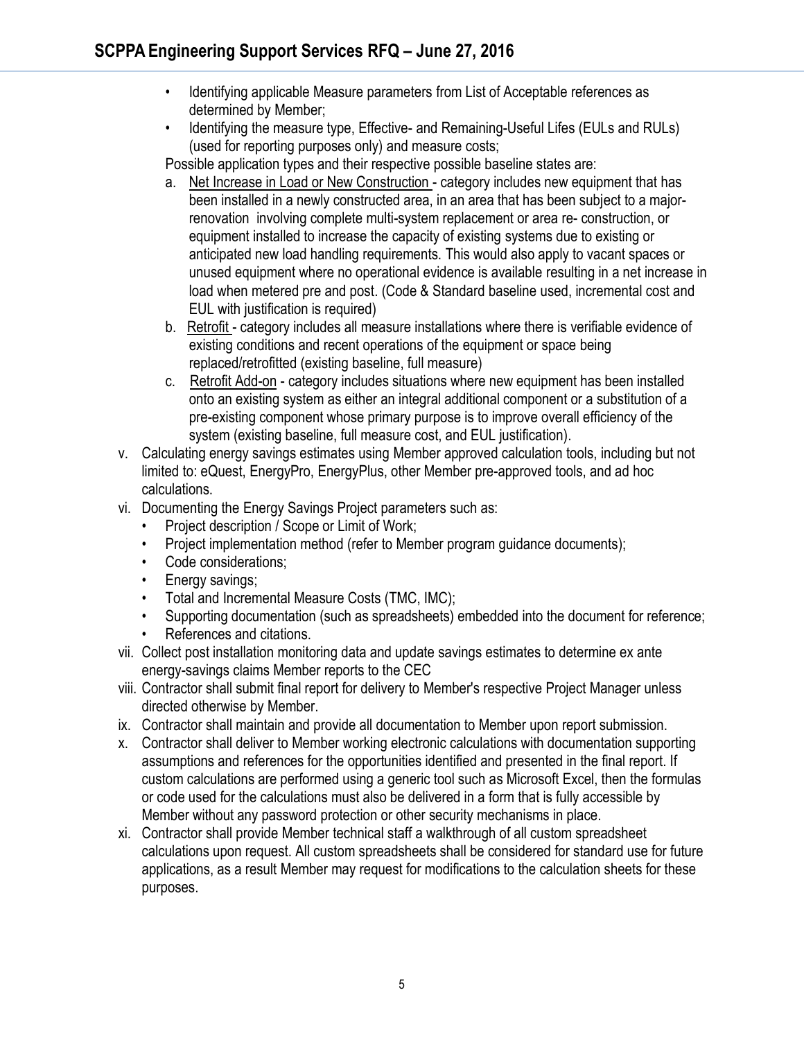- Identifying applicable Measure parameters from List of Acceptable references as determined by Member;
- Identifying the measure type, Effective- and Remaining-Useful Lifes (EULs and RULs) (used for reporting purposes only) and measure costs;

Possible application types and their respective possible baseline states are:

a. Net Increase in Load or New Construction - category includes new equipment that has been installed in a newly constructed area, in an area that has been subject to a major-renovation involving complete multi-system replacement or area re- construction, or equipment installed to increase the capacity of existing systems due to existing or anticipated new load handling requirements. This would also apply to vacant spaces or unused equipment where no operational evidence is available resulting in a net increase in load when metered pre and post. (Code & Standard baseline used, incremental cost and EUL with justification is required)
b. Retrofit - category includes all measure installations where there is verifiable evidence of existing conditions and recent operations of the equipment or space being replaced/retrofitted (existing baseline, full measure)
c. Retrofit Add-on - category includes situations where new equipment has been installed onto an existing system as either an integral additional component or a substitution of a pre-existing component whose primary purpose is to improve overall efficiency of the system (existing baseline, full measure cost, and EUL justification).

v. Calculating energy savings estimates using Member approved calculation tools, including but not limited to: eQuest, EnergyPro, EnergyPlus, other Member pre-approved tools, and ad hoc calculations.

vi. Documenting the Energy Savings Project parameters such as:
- Project description / Scope or Limit of Work;
- Project implementation method (refer to Member program guidance documents);
- Code considerations;
- Energy savings;
- Total and Incremental Measure Costs (TMC, IMC);
- Supporting documentation (such as spreadsheets) embedded into the document for reference;
- References and citations.

vii. Collect post installation monitoring data and update savings estimates to determine ex ante energy-savings claims Member reports to the CEC

viii. Contractor shall submit final report for delivery to Member's respective Project Manager unless directed otherwise by Member.

ix. Contractor shall maintain and provide all documentation to Member upon report submission.

x. Contractor shall deliver to Member working electronic calculations with documentation supporting assumptions and references for the opportunities identified and presented in the final report. If custom calculations are performed using a generic tool such as Microsoft Excel, then the formulas or code used for the calculations must also be delivered in a form that is fully accessible by Member without any password protection or other security mechanisms in place.

xi. Contractor shall provide Member technical staff a walkthrough of all custom spreadsheet calculations upon request. All custom spreadsheets shall be considered for standard use for future applications, as a result Member may request for modifications to the calculation sheets for these purposes.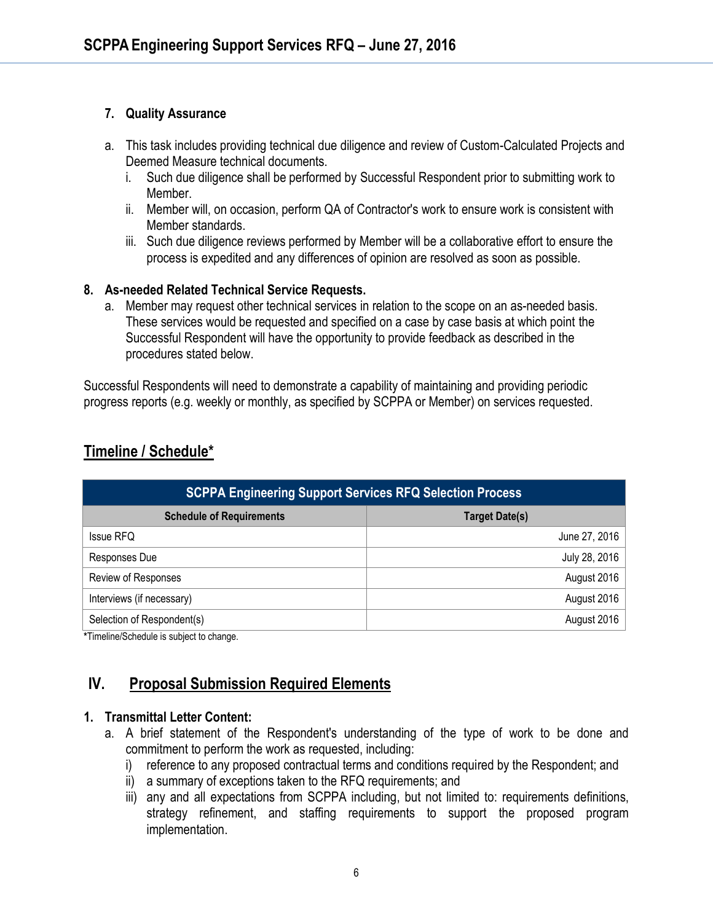**7. Quality Assurance**

a. This task includes providing technical due diligence and review of Custom-Calculated Projects and Deemed Measure technical documents.
   i. Such due diligence shall be performed by Successful Respondent prior to submitting work to Member.
   ii. Member will, on occasion, perform QA of Contractor's work to ensure work is consistent with Member standards.
   iii. Such due diligence reviews performed by Member will be a collaborative effort to ensure the process is expedited and any differences of opinion are resolved as soon as possible.

**8. As-needed Related Technical Service Requests.**

a. Member may request other technical services in relation to the scope on an as-needed basis. These services would be requested and specified on a case by case basis at which point the Successful Respondent will have the opportunity to provide feedback as described in the procedures stated below.

Successful Respondents will need to demonstrate a capability of maintaining and providing periodic progress reports (e.g. weekly or monthly, as specified by SCPPA or Member) on services requested.

## Timeline / Schedule*

| SCPPA Engineering Support Services RFQ Selection Process | |
|---|---|
| **Schedule of Requirements** | **Target Date(s)** |
| Issue RFQ | June 27, 2016 |
| Responses Due | July 28, 2016 |
| Review of Responses | August 2016 |
| Interviews (if necessary) | August 2016 |
| Selection of Respondent(s) | August 2016 |

*Timeline/Schedule is subject to change.

## IV. Proposal Submission Required Elements

**1. Transmittal Letter Content:**

a. A brief statement of the Respondent's understanding of the type of work to be done and commitment to perform the work as requested, including:
   i) reference to any proposed contractual terms and conditions required by the Respondent; and
   ii) a summary of exceptions taken to the RFQ requirements; and
   iii) any and all expectations from SCPPA including, but not limited to: requirements definitions, strategy refinement, and staffing requirements to support the proposed program implementation.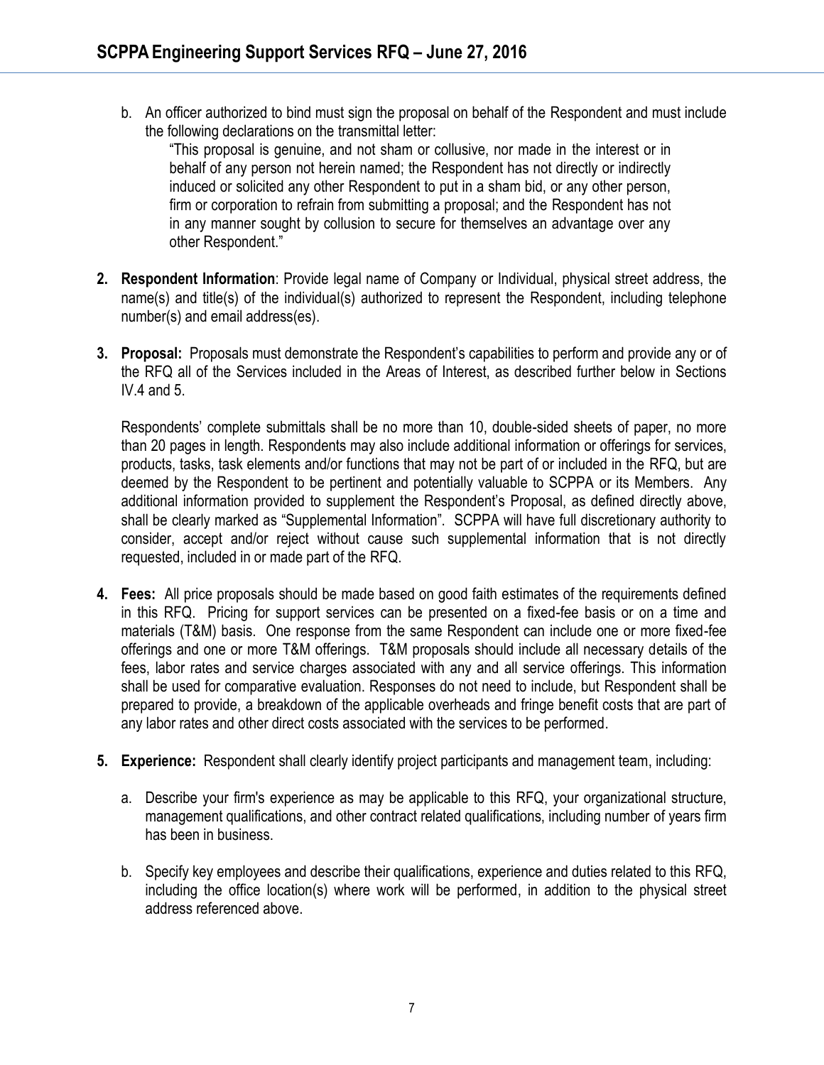b. An officer authorized to bind must sign the proposal on behalf of the Respondent and must include the following declarations on the transmittal letter:

> "This proposal is genuine, and not sham or collusive, nor made in the interest or in behalf of any person not herein named; the Respondent has not directly or indirectly induced or solicited any other Respondent to put in a sham bid, or any other person, firm or corporation to refrain from submitting a proposal; and the Respondent has not in any manner sought by collusion to secure for themselves an advantage over any other Respondent."

2. **Respondent Information**: Provide legal name of Company or Individual, physical street address, the name(s) and title(s) of the individual(s) authorized to represent the Respondent, including telephone number(s) and email address(es).

3. **Proposal:** Proposals must demonstrate the Respondent's capabilities to perform and provide any or of the RFQ all of the Services included in the Areas of Interest, as described further below in Sections IV.4 and 5.

   Respondents' complete submittals shall be no more than 10, double-sided sheets of paper, no more than 20 pages in length. Respondents may also include additional information or offerings for services, products, tasks, task elements and/or functions that may not be part of or included in the RFQ, but are deemed by the Respondent to be pertinent and potentially valuable to SCPPA or its Members. Any additional information provided to supplement the Respondent's Proposal, as defined directly above, shall be clearly marked as "Supplemental Information". SCPPA will have full discretionary authority to consider, accept and/or reject without cause such supplemental information that is not directly requested, included in or made part of the RFQ.

4. **Fees:** All price proposals should be made based on good faith estimates of the requirements defined in this RFQ. Pricing for support services can be presented on a fixed-fee basis or on a time and materials (T&M) basis. One response from the same Respondent can include one or more fixed-fee offerings and one or more T&M offerings. T&M proposals should include all necessary details of the fees, labor rates and service charges associated with any and all service offerings. This information shall be used for comparative evaluation. Responses do not need to include, but Respondent shall be prepared to provide, a breakdown of the applicable overheads and fringe benefit costs that are part of any labor rates and other direct costs associated with the services to be performed.

5. **Experience:** Respondent shall clearly identify project participants and management team, including:

   a. Describe your firm's experience as may be applicable to this RFQ, your organizational structure, management qualifications, and other contract related qualifications, including number of years firm has been in business.

   b. Specify key employees and describe their qualifications, experience and duties related to this RFQ, including the office location(s) where work will be performed, in addition to the physical street address referenced above.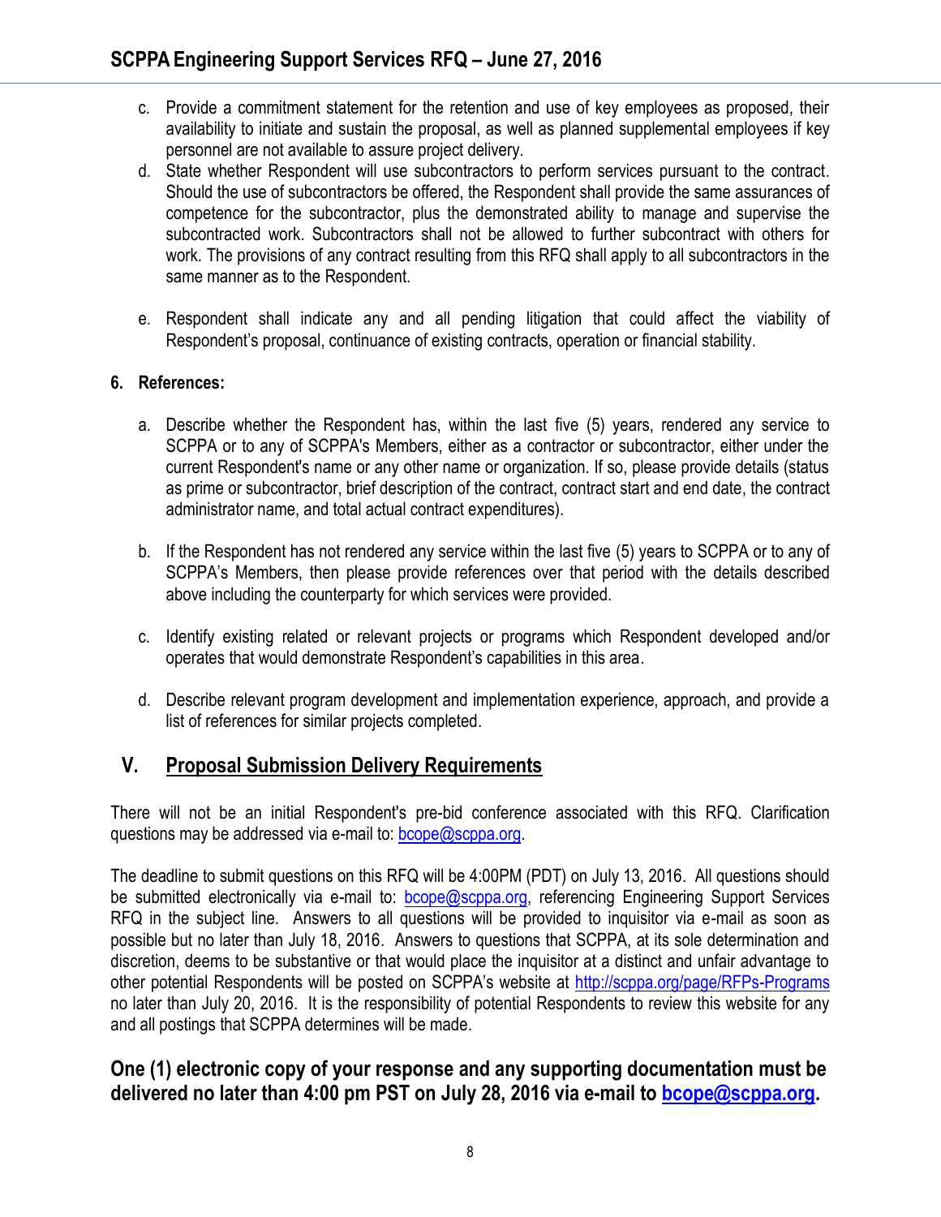c. Provide a commitment statement for the retention and use of key employees as proposed, their availability to initiate and sustain the proposal, as well as planned supplemental employees if key personnel are not available to assure project delivery.

d. State whether Respondent will use subcontractors to perform services pursuant to the contract. Should the use of subcontractors be offered, the Respondent shall provide the same assurances of competence for the subcontractor, plus the demonstrated ability to manage and supervise the subcontracted work. Subcontractors shall not be allowed to further subcontract with others for work. The provisions of any contract resulting from this RFQ shall apply to all subcontractors in the same manner as to the Respondent.

e. Respondent shall indicate any and all pending litigation that could affect the viability of Respondent's proposal, continuance of existing contracts, operation or financial stability.

**6. References:**

a. Describe whether the Respondent has, within the last five (5) years, rendered any service to SCPPA or to any of SCPPA's Members, either as a contractor or subcontractor, either under the current Respondent's name or any other name or organization. If so, please provide details (status as prime or subcontractor, brief description of the contract, contract start and end date, the contract administrator name, and total actual contract expenditures).

b. If the Respondent has not rendered any service within the last five (5) years to SCPPA or to any of SCPPA's Members, then please provide references over that period with the details described above including the counterparty for which services were provided.

c. Identify existing related or relevant projects or programs which Respondent developed and/or operates that would demonstrate Respondent's capabilities in this area.

d. Describe relevant program development and implementation experience, approach, and provide a list of references for similar projects completed.

## V. Proposal Submission Delivery Requirements

There will not be an initial Respondent's pre-bid conference associated with this RFQ. Clarification questions may be addressed via e-mail to: bcope@scppa.org.

The deadline to submit questions on this RFQ will be 4:00PM (PDT) on July 13, 2016. All questions should be submitted electronically via e-mail to: bcope@scppa.org, referencing Engineering Support Services RFQ in the subject line. Answers to all questions will be provided to inquisitor via e-mail as soon as possible but no later than July 18, 2016. Answers to questions that SCPPA, at its sole determination and discretion, deems to be substantive or that would place the inquisitor at a distinct and unfair advantage to other potential Respondents will be posted on SCPPA's website at http://scppa.org/page/RFPs-Programs no later than July 20, 2016. It is the responsibility of potential Respondents to review this website for any and all postings that SCPPA determines will be made.

**One (1) electronic copy of your response and any supporting documentation must be delivered no later than 4:00 pm PST on July 28, 2016 via e-mail to bcope@scppa.org.**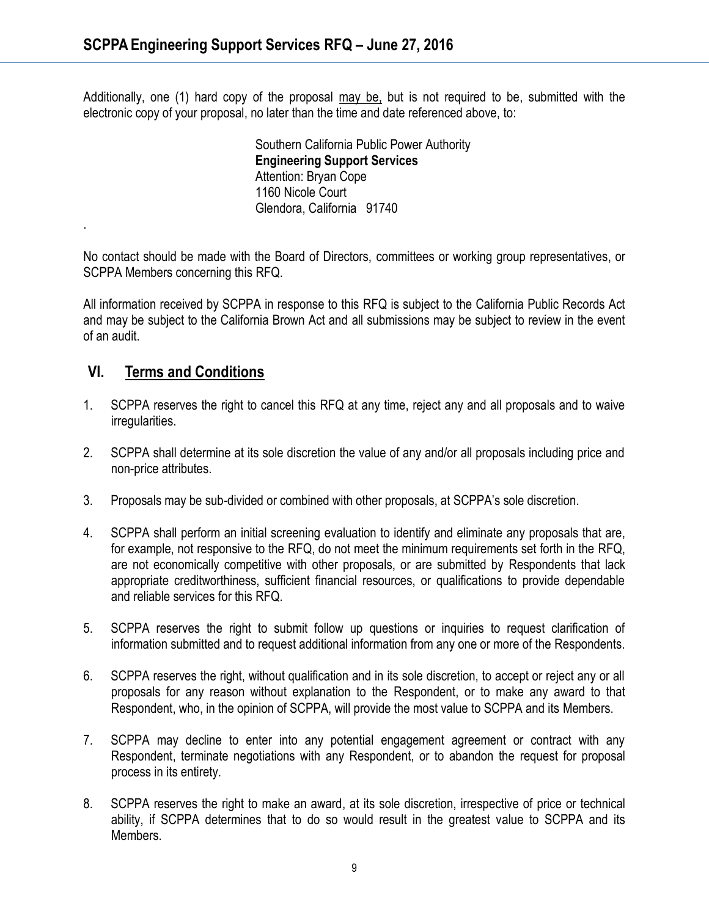Additionally, one (1) hard copy of the proposal may be, but is not required to be, submitted with the electronic copy of your proposal, no later than the time and date referenced above, to:

> Southern California Public Power Authority
> **Engineering Support Services**
> Attention: Bryan Cope
> 1160 Nicole Court
> Glendora, California 91740

.

No contact should be made with the Board of Directors, committees or working group representatives, or SCPPA Members concerning this RFQ.

All information received by SCPPA in response to this RFQ is subject to the California Public Records Act and may be subject to the California Brown Act and all submissions may be subject to review in the event of an audit.

## VI. Terms and Conditions

1. SCPPA reserves the right to cancel this RFQ at any time, reject any and all proposals and to waive irregularities.

2. SCPPA shall determine at its sole discretion the value of any and/or all proposals including price and non-price attributes.

3. Proposals may be sub-divided or combined with other proposals, at SCPPA's sole discretion.

4. SCPPA shall perform an initial screening evaluation to identify and eliminate any proposals that are, for example, not responsive to the RFQ, do not meet the minimum requirements set forth in the RFQ, are not economically competitive with other proposals, or are submitted by Respondents that lack appropriate creditworthiness, sufficient financial resources, or qualifications to provide dependable and reliable services for this RFQ.

5. SCPPA reserves the right to submit follow up questions or inquiries to request clarification of information submitted and to request additional information from any one or more of the Respondents.

6. SCPPA reserves the right, without qualification and in its sole discretion, to accept or reject any or all proposals for any reason without explanation to the Respondent, or to make any award to that Respondent, who, in the opinion of SCPPA, will provide the most value to SCPPA and its Members.

7. SCPPA may decline to enter into any potential engagement agreement or contract with any Respondent, terminate negotiations with any Respondent, or to abandon the request for proposal process in its entirety.

8. SCPPA reserves the right to make an award, at its sole discretion, irrespective of price or technical ability, if SCPPA determines that to do so would result in the greatest value to SCPPA and its Members.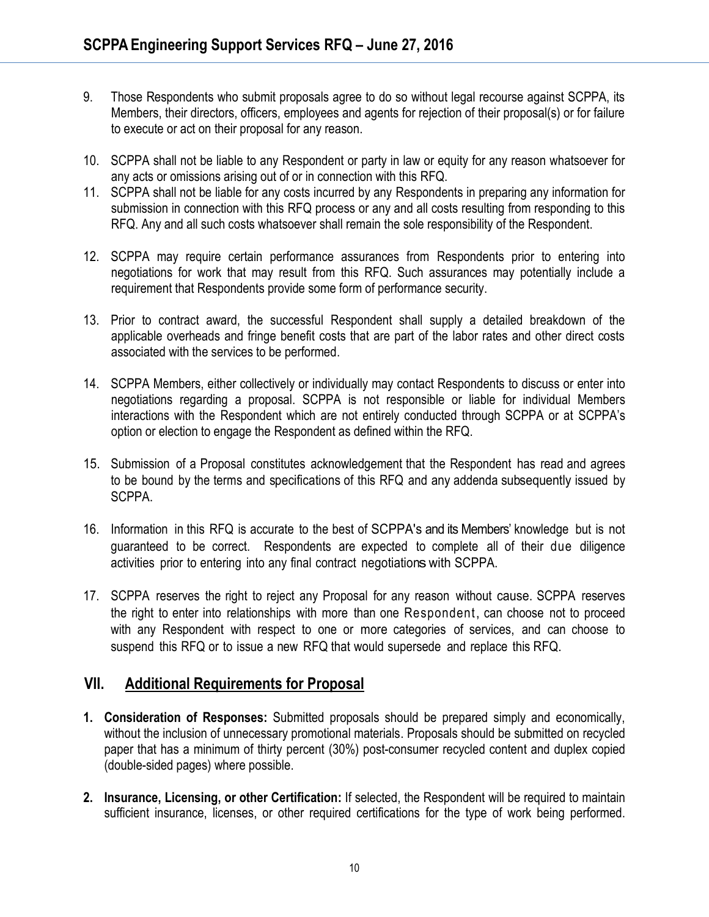9. Those Respondents who submit proposals agree to do so without legal recourse against SCPPA, its Members, their directors, officers, employees and agents for rejection of their proposal(s) or for failure to execute or act on their proposal for any reason.

10. SCPPA shall not be liable to any Respondent or party in law or equity for any reason whatsoever for any acts or omissions arising out of or in connection with this RFQ.

11. SCPPA shall not be liable for any costs incurred by any Respondents in preparing any information for submission in connection with this RFQ process or any and all costs resulting from responding to this RFQ. Any and all such costs whatsoever shall remain the sole responsibility of the Respondent.

12. SCPPA may require certain performance assurances from Respondents prior to entering into negotiations for work that may result from this RFQ. Such assurances may potentially include a requirement that Respondents provide some form of performance security.

13. Prior to contract award, the successful Respondent shall supply a detailed breakdown of the applicable overheads and fringe benefit costs that are part of the labor rates and other direct costs associated with the services to be performed.

14. SCPPA Members, either collectively or individually may contact Respondents to discuss or enter into negotiations regarding a proposal. SCPPA is not responsible or liable for individual Members interactions with the Respondent which are not entirely conducted through SCPPA or at SCPPA's option or election to engage the Respondent as defined within the RFQ.

15. Submission of a Proposal constitutes acknowledgement that the Respondent has read and agrees to be bound by the terms and specifications of this RFQ and any addenda subsequently issued by SCPPA.

16. Information in this RFQ is accurate to the best of SCPPA's and its Members' knowledge but is not guaranteed to be correct. Respondents are expected to complete all of their due diligence activities prior to entering into any final contract negotiations with SCPPA.

17. SCPPA reserves the right to reject any Proposal for any reason without cause. SCPPA reserves the right to enter into relationships with more than one Respondent, can choose not to proceed with any Respondent with respect to one or more categories of services, and can choose to suspend this RFQ or to issue a new RFQ that would supersede and replace this RFQ.

## VII. Additional Requirements for Proposal

1. **Consideration of Responses:** Submitted proposals should be prepared simply and economically, without the inclusion of unnecessary promotional materials. Proposals should be submitted on recycled paper that has a minimum of thirty percent (30%) post-consumer recycled content and duplex copied (double-sided pages) where possible.

2. **Insurance, Licensing, or other Certification:** If selected, the Respondent will be required to maintain sufficient insurance, licenses, or other required certifications for the type of work being performed.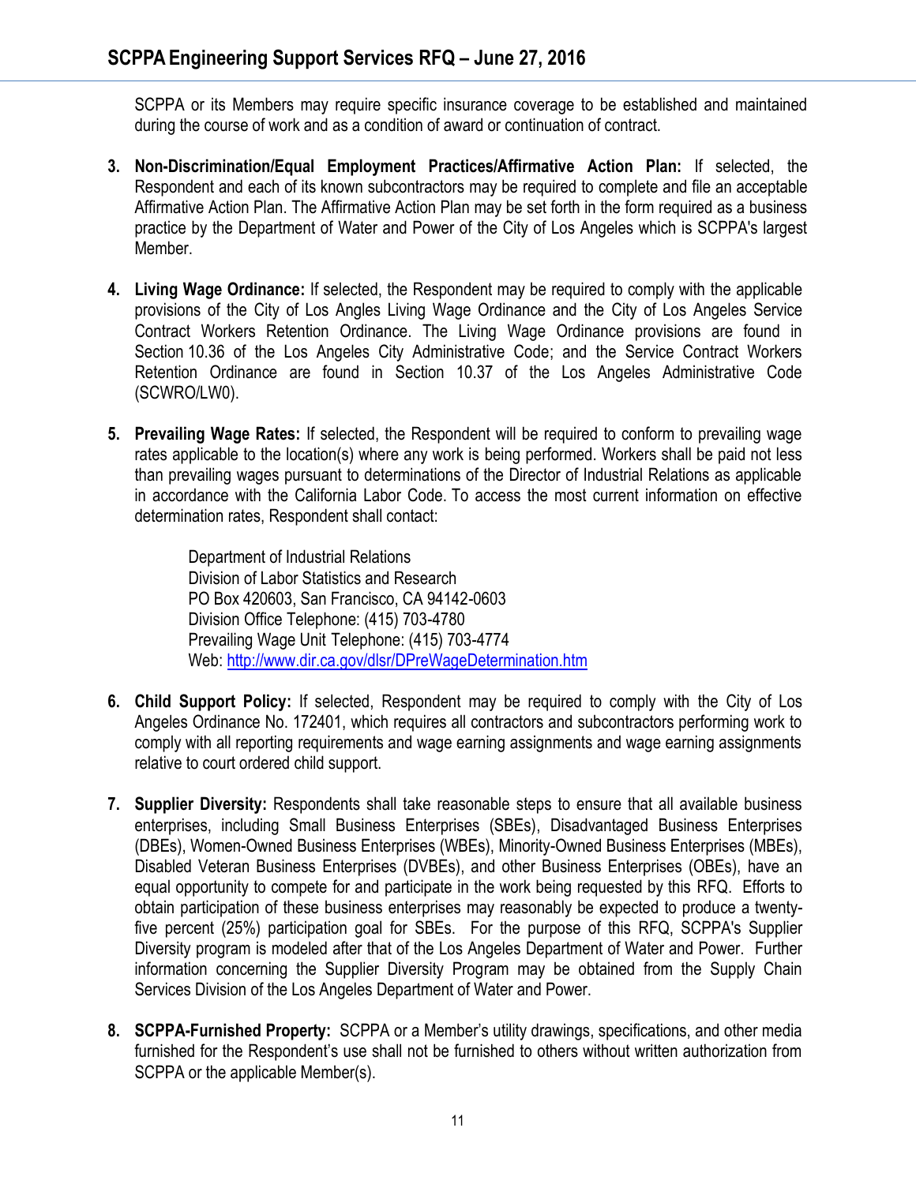SCPPA or its Members may require specific insurance coverage to be established and maintained during the course of work and as a condition of award or continuation of contract.

3. **Non-Discrimination/Equal Employment Practices/Affirmative Action Plan:** If selected, the Respondent and each of its known subcontractors may be required to complete and file an acceptable Affirmative Action Plan. The Affirmative Action Plan may be set forth in the form required as a business practice by the Department of Water and Power of the City of Los Angeles which is SCPPA's largest Member.

4. **Living Wage Ordinance:** If selected, the Respondent may be required to comply with the applicable provisions of the City of Los Angles Living Wage Ordinance and the City of Los Angeles Service Contract Workers Retention Ordinance. The Living Wage Ordinance provisions are found in Section 10.36 of the Los Angeles City Administrative Code; and the Service Contract Workers Retention Ordinance are found in Section 10.37 of the Los Angeles Administrative Code (SCWRO/LW0).

5. **Prevailing Wage Rates:** If selected, the Respondent will be required to conform to prevailing wage rates applicable to the location(s) where any work is being performed. Workers shall be paid not less than prevailing wages pursuant to determinations of the Director of Industrial Relations as applicable in accordance with the California Labor Code. To access the most current information on effective determination rates, Respondent shall contact:

   Department of Industrial Relations
   Division of Labor Statistics and Research
   PO Box 420603, San Francisco, CA 94142-0603
   Division Office Telephone: (415) 703-4780
   Prevailing Wage Unit Telephone: (415) 703-4774
   Web: http://www.dir.ca.gov/dlsr/DPreWageDetermination.htm

6. **Child Support Policy:** If selected, Respondent may be required to comply with the City of Los Angeles Ordinance No. 172401, which requires all contractors and subcontractors performing work to comply with all reporting requirements and wage earning assignments and wage earning assignments relative to court ordered child support.

7. **Supplier Diversity:** Respondents shall take reasonable steps to ensure that all available business enterprises, including Small Business Enterprises (SBEs), Disadvantaged Business Enterprises (DBEs), Women-Owned Business Enterprises (WBEs), Minority-Owned Business Enterprises (MBEs), Disabled Veteran Business Enterprises (DVBEs), and other Business Enterprises (OBEs), have an equal opportunity to compete for and participate in the work being requested by this RFQ. Efforts to obtain participation of these business enterprises may reasonably be expected to produce a twenty-five percent (25%) participation goal for SBEs. For the purpose of this RFQ, SCPPA's Supplier Diversity program is modeled after that of the Los Angeles Department of Water and Power. Further information concerning the Supplier Diversity Program may be obtained from the Supply Chain Services Division of the Los Angeles Department of Water and Power.

8. **SCPPA-Furnished Property:** SCPPA or a Member's utility drawings, specifications, and other media furnished for the Respondent's use shall not be furnished to others without written authorization from SCPPA or the applicable Member(s).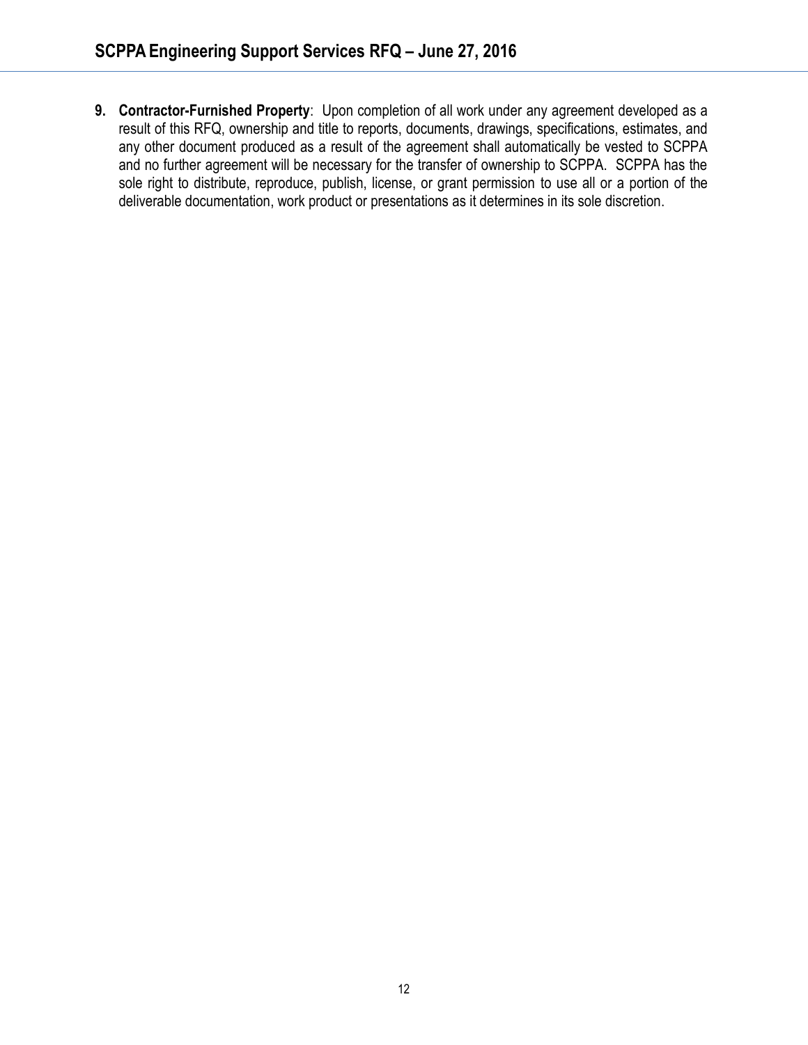9. **Contractor-Furnished Property**: Upon completion of all work under any agreement developed as a result of this RFQ, ownership and title to reports, documents, drawings, specifications, estimates, and any other document produced as a result of the agreement shall automatically be vested to SCPPA and no further agreement will be necessary for the transfer of ownership to SCPPA. SCPPA has the sole right to distribute, reproduce, publish, license, or grant permission to use all or a portion of the deliverable documentation, work product or presentations as it determines in its sole discretion.